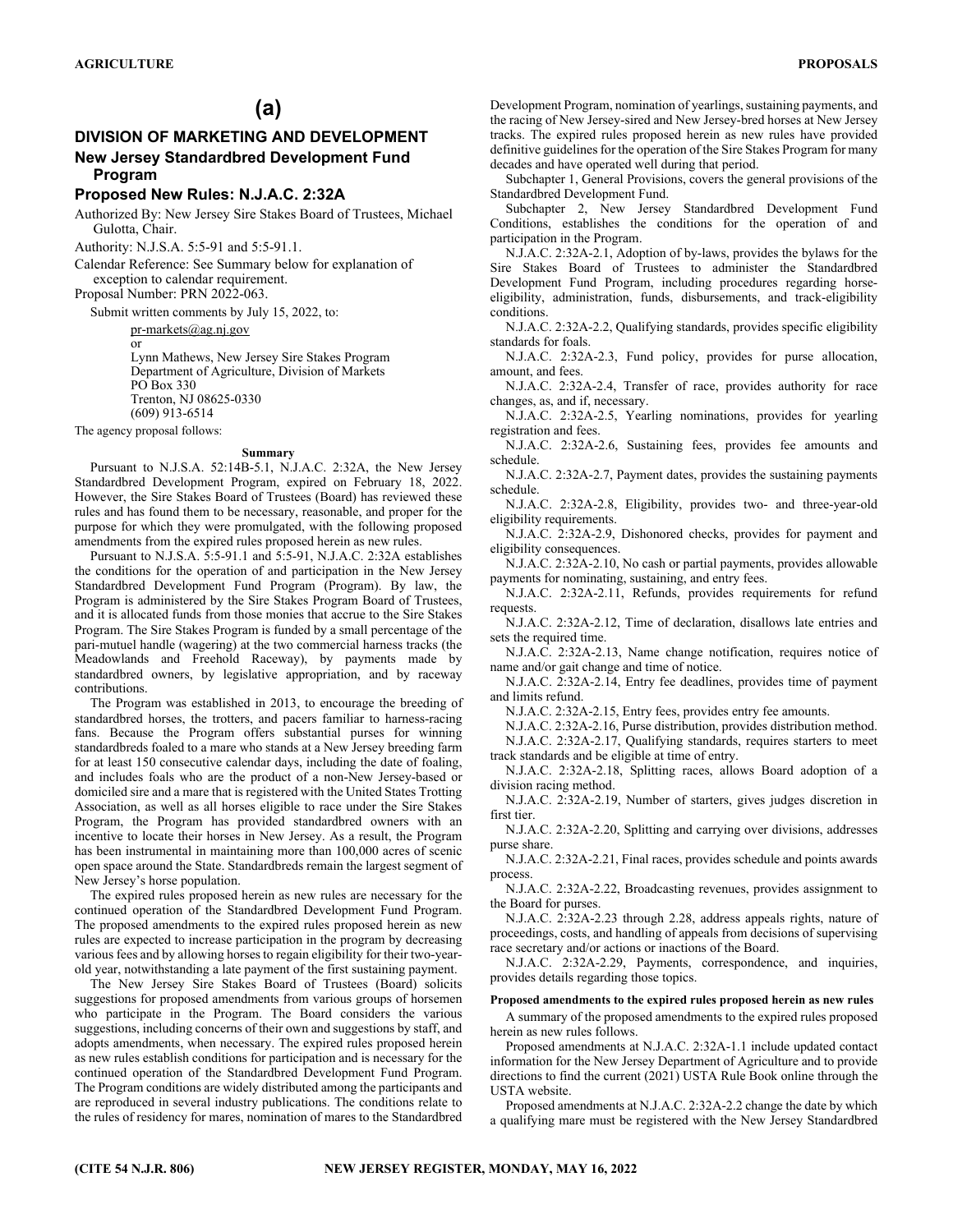# (a)

## DIVISION OF MARKETING AND DEVELOPMENT

### New Jersey Standardbred Development Fund Program

### Proposed New Rules: N.J.A.C. 2:32A

Authorized By: New Jersey Sire Stakes Board of Trustees, Michael Gulotta, Chair.

Authority: N.J.S.A. 5:5-91 and 5:5-91.1.

Calendar Reference: See Summary below for explanation of exception to calendar requirement.

Proposal Number: PRN 2022-063.

Submit written comments by July 15, 2022, to:

pr-markets@ag.nj.gov
or
Lynn Mathews, New Jersey Sire Stakes Program
Department of Agriculture, Division of Markets
PO Box 330
Trenton, NJ 08625-0330
(609) 913-6514

The agency proposal follows:

**Summary**

Pursuant to N.J.S.A. 52:14B-5.1, N.J.A.C. 2:32A, the New Jersey Standardbred Development Program, expired on February 18, 2022. However, the Sire Stakes Board of Trustees (Board) has reviewed these rules and has found them to be necessary, reasonable, and proper for the purpose for which they were promulgated, with the following proposed amendments from the expired rules proposed herein as new rules.

Pursuant to N.J.S.A. 5:5-91.1 and 5:5-91, N.J.A.C. 2:32A establishes the conditions for the operation of and participation in the New Jersey Standardbred Development Fund Program (Program). By law, the Program is administered by the Sire Stakes Program Board of Trustees, and it is allocated funds from those monies that accrue to the Sire Stakes Program. The Sire Stakes Program is funded by a small percentage of the pari-mutuel handle (wagering) at the two commercial harness tracks (the Meadowlands and Freehold Raceway), by payments made by standardbred owners, by legislative appropriation, and by raceway contributions.

The Program was established in 2013, to encourage the breeding of standardbred horses, the trotters, and pacers familiar to harness-racing fans. Because the Program offers substantial purses for winning standardbreds foaled to a mare who stands at a New Jersey breeding farm for at least 150 consecutive calendar days, including the date of foaling, and includes foals who are the product of a non-New Jersey-based or domiciled sire and a mare that is registered with the United States Trotting Association, as well as all horses eligible to race under the Sire Stakes Program, the Program has provided standardbred owners with an incentive to locate their horses in New Jersey. As a result, the Program has been instrumental in maintaining more than 100,000 acres of scenic open space around the State. Standardbreds remain the largest segment of New Jersey's horse population.

The expired rules proposed herein as new rules are necessary for the continued operation of the Standardbred Development Fund Program. The proposed amendments to the expired rules proposed herein as new rules are expected to increase participation in the program by decreasing various fees and by allowing horses to regain eligibility for their two-year-old year, notwithstanding a late payment of the first sustaining payment.

The New Jersey Sire Stakes Board of Trustees (Board) solicits suggestions for proposed amendments from various groups of horsemen who participate in the Program. The Board considers the various suggestions, including concerns of their own and suggestions by staff, and adopts amendments, when necessary. The expired rules proposed herein as new rules establish conditions for participation and is necessary for the continued operation of the Standardbred Development Fund Program. The Program conditions are widely distributed among the participants and are reproduced in several industry publications. The conditions relate to the rules of residency for mares, nomination of mares to the Standardbred Development Program, nomination of yearlings, sustaining payments, and the racing of New Jersey-sired and New Jersey-bred horses at New Jersey tracks. The expired rules proposed herein as new rules have provided definitive guidelines for the operation of the Sire Stakes Program for many decades and have operated well during that period.

Subchapter 1, General Provisions, covers the general provisions of the Standardbred Development Fund.

Subchapter 2, New Jersey Standardbred Development Fund Conditions, establishes the conditions for the operation of and participation in the Program.

N.J.A.C. 2:32A-2.1, Adoption of by-laws, provides the bylaws for the Sire Stakes Board of Trustees to administer the Standardbred Development Fund Program, including procedures regarding horse-eligibility, administration, funds, disbursements, and track-eligibility conditions.

N.J.A.C. 2:32A-2.2, Qualifying standards, provides specific eligibility standards for foals.

N.J.A.C. 2:32A-2.3, Fund policy, provides for purse allocation, amount, and fees.

N.J.A.C. 2:32A-2.4, Transfer of race, provides authority for race changes, as, and if, necessary.

N.J.A.C. 2:32A-2.5, Yearling nominations, provides for yearling registration and fees.

N.J.A.C. 2:32A-2.6, Sustaining fees, provides fee amounts and schedule.

N.J.A.C. 2:32A-2.7, Payment dates, provides the sustaining payments schedule.

N.J.A.C. 2:32A-2.8, Eligibility, provides two- and three-year-old eligibility requirements.

N.J.A.C. 2:32A-2.9, Dishonored checks, provides for payment and eligibility consequences.

N.J.A.C. 2:32A-2.10, No cash or partial payments, provides allowable payments for nominating, sustaining, and entry fees.

N.J.A.C. 2:32A-2.11, Refunds, provides requirements for refund requests.

N.J.A.C. 2:32A-2.12, Time of declaration, disallows late entries and sets the required time.

N.J.A.C. 2:32A-2.13, Name change notification, requires notice of name and/or gait change and time of notice.

N.J.A.C. 2:32A-2.14, Entry fee deadlines, provides time of payment and limits refund.

N.J.A.C. 2:32A-2.15, Entry fees, provides entry fee amounts.

N.J.A.C. 2:32A-2.16, Purse distribution, provides distribution method.

N.J.A.C. 2:32A-2.17, Qualifying standards, requires starters to meet track standards and be eligible at time of entry.

N.J.A.C. 2:32A-2.18, Splitting races, allows Board adoption of a division racing method.

N.J.A.C. 2:32A-2.19, Number of starters, gives judges discretion in first tier.

N.J.A.C. 2:32A-2.20, Splitting and carrying over divisions, addresses purse share.

N.J.A.C. 2:32A-2.21, Final races, provides schedule and points awards process.

N.J.A.C. 2:32A-2.22, Broadcasting revenues, provides assignment to the Board for purses.

N.J.A.C. 2:32A-2.23 through 2.28, address appeals rights, nature of proceedings, costs, and handling of appeals from decisions of supervising race secretary and/or actions or inactions of the Board.

N.J.A.C. 2:32A-2.29, Payments, correspondence, and inquiries, provides details regarding those topics.

**Proposed amendments to the expired rules proposed herein as new rules**

A summary of the proposed amendments to the expired rules proposed herein as new rules follows.

Proposed amendments at N.J.A.C. 2:32A-1.1 include updated contact information for the New Jersey Department of Agriculture and to provide directions to find the current (2021) USTA Rule Book online through the USTA website.

Proposed amendments at N.J.A.C. 2:32A-2.2 change the date by which a qualifying mare must be registered with the New Jersey Standardbred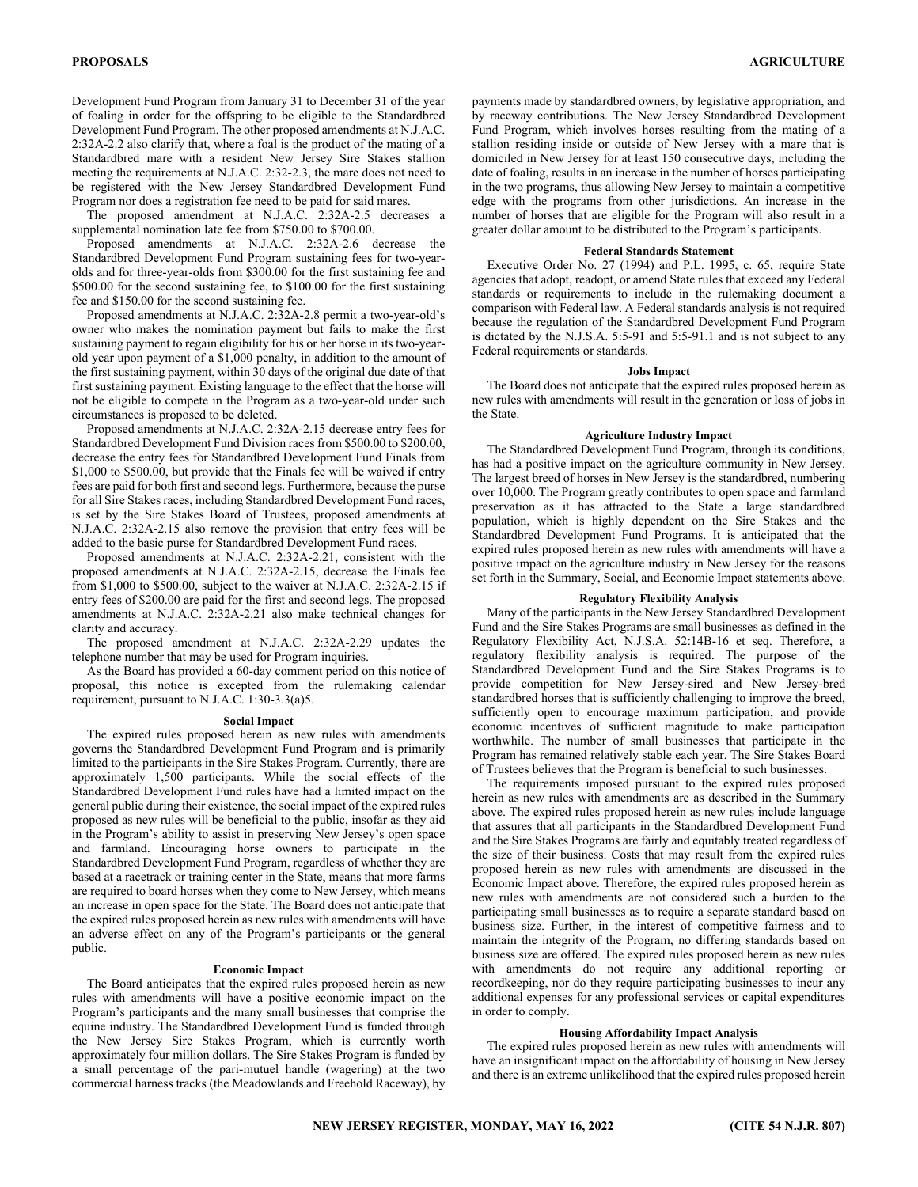Development Fund Program from January 31 to December 31 of the year of foaling in order for the offspring to be eligible to the Standardbred Development Fund Program. The other proposed amendments at N.J.A.C. 2:32A-2.2 also clarify that, where a foal is the product of the mating of a Standardbred mare with a resident New Jersey Sire Stakes stallion meeting the requirements at N.J.A.C. 2:32-2.3, the mare does not need to be registered with the New Jersey Standardbred Development Fund Program nor does a registration fee need to be paid for said mares.

The proposed amendment at N.J.A.C. 2:32A-2.5 decreases a supplemental nomination late fee from $750.00 to $700.00.

Proposed amendments at N.J.A.C. 2:32A-2.6 decrease the Standardbred Development Fund Program sustaining fees for two-year-olds and for three-year-olds from $300.00 for the first sustaining fee and $500.00 for the second sustaining fee, to $100.00 for the first sustaining fee and $150.00 for the second sustaining fee.

Proposed amendments at N.J.A.C. 2:32A-2.8 permit a two-year-old's owner who makes the nomination payment but fails to make the first sustaining payment to regain eligibility for his or her horse in its two-year-old year upon payment of a $1,000 penalty, in addition to the amount of the first sustaining payment, within 30 days of the original due date of that first sustaining payment. Existing language to the effect that the horse will not be eligible to compete in the Program as a two-year-old under such circumstances is proposed to be deleted.

Proposed amendments at N.J.A.C. 2:32A-2.15 decrease entry fees for Standardbred Development Fund Division races from $500.00 to $200.00, decrease the entry fees for Standardbred Development Fund Finals from $1,000 to $500.00, but provide that the Finals fee will be waived if entry fees are paid for both first and second legs. Furthermore, because the purse for all Sire Stakes races, including Standardbred Development Fund races, is set by the Sire Stakes Board of Trustees, proposed amendments at N.J.A.C. 2:32A-2.15 also remove the provision that entry fees will be added to the basic purse for Standardbred Development Fund races.

Proposed amendments at N.J.A.C. 2:32A-2.21, consistent with the proposed amendments at N.J.A.C. 2:32A-2.15, decrease the Finals fee from $1,000 to $500.00, subject to the waiver at N.J.A.C. 2:32A-2.15 if entry fees of $200.00 are paid for the first and second legs. The proposed amendments at N.J.A.C. 2:32A-2.21 also make technical changes for clarity and accuracy.

The proposed amendment at N.J.A.C. 2:32A-2.29 updates the telephone number that may be used for Program inquiries.

As the Board has provided a 60-day comment period on this notice of proposal, this notice is excepted from the rulemaking calendar requirement, pursuant to N.J.A.C. 1:30-3.3(a)5.

### Social Impact

The expired rules proposed herein as new rules with amendments governs the Standardbred Development Fund Program and is primarily limited to the participants in the Sire Stakes Program. Currently, there are approximately 1,500 participants. While the social effects of the Standardbred Development Fund rules have had a limited impact on the general public during their existence, the social impact of the expired rules proposed as new rules will be beneficial to the public, insofar as they aid in the Program's ability to assist in preserving New Jersey's open space and farmland. Encouraging horse owners to participate in the Standardbred Development Fund Program, regardless of whether they are based at a racetrack or training center in the State, means that more farms are required to board horses when they come to New Jersey, which means an increase in open space for the State. The Board does not anticipate that the expired rules proposed herein as new rules with amendments will have an adverse effect on any of the Program's participants or the general public.

### Economic Impact

The Board anticipates that the expired rules proposed herein as new rules with amendments will have a positive economic impact on the Program's participants and the many small businesses that comprise the equine industry. The Standardbred Development Fund is funded through the New Jersey Sire Stakes Program, which is currently worth approximately four million dollars. The Sire Stakes Program is funded by a small percentage of the pari-mutuel handle (wagering) at the two commercial harness tracks (the Meadowlands and Freehold Raceway), by payments made by standardbred owners, by legislative appropriation, and by raceway contributions. The New Jersey Standardbred Development Fund Program, which involves horses resulting from the mating of a stallion residing inside or outside of New Jersey with a mare that is domiciled in New Jersey for at least 150 consecutive days, including the date of foaling, results in an increase in the number of horses participating in the two programs, thus allowing New Jersey to maintain a competitive edge with the programs from other jurisdictions. An increase in the number of horses that are eligible for the Program will also result in a greater dollar amount to be distributed to the Program's participants.

### Federal Standards Statement

Executive Order No. 27 (1994) and P.L. 1995, c. 65, require State agencies that adopt, readopt, or amend State rules that exceed any Federal standards or requirements to include in the rulemaking document a comparison with Federal law. A Federal standards analysis is not required because the regulation of the Standardbred Development Fund Program is dictated by the N.J.S.A. 5:5-91 and 5:5-91.1 and is not subject to any Federal requirements or standards.

### Jobs Impact

The Board does not anticipate that the expired rules proposed herein as new rules with amendments will result in the generation or loss of jobs in the State.

### Agriculture Industry Impact

The Standardbred Development Fund Program, through its conditions, has had a positive impact on the agriculture community in New Jersey. The largest breed of horses in New Jersey is the standardbred, numbering over 10,000. The Program greatly contributes to open space and farmland preservation as it has attracted to the State a large standardbred population, which is highly dependent on the Sire Stakes and the Standardbred Development Fund Programs. It is anticipated that the expired rules proposed herein as new rules with amendments will have a positive impact on the agriculture industry in New Jersey for the reasons set forth in the Summary, Social, and Economic Impact statements above.

### Regulatory Flexibility Analysis

Many of the participants in the New Jersey Standardbred Development Fund and the Sire Stakes Programs are small businesses as defined in the Regulatory Flexibility Act, N.J.S.A. 52:14B-16 et seq. Therefore, a regulatory flexibility analysis is required. The purpose of the Standardbred Development Fund and the Sire Stakes Programs is to provide competition for New Jersey-sired and New Jersey-bred standardbred horses that is sufficiently challenging to improve the breed, sufficiently open to encourage maximum participation, and provide economic incentives of sufficient magnitude to make participation worthwhile. The number of small businesses that participate in the Program has remained relatively stable each year. The Sire Stakes Board of Trustees believes that the Program is beneficial to such businesses.

The requirements imposed pursuant to the expired rules proposed herein as new rules with amendments are as described in the Summary above. The expired rules proposed herein as new rules include language that assures that all participants in the Standardbred Development Fund and the Sire Stakes Programs are fairly and equitably treated regardless of the size of their business. Costs that may result from the expired rules proposed herein as new rules with amendments are discussed in the Economic Impact above. Therefore, the expired rules proposed herein as new rules with amendments are not considered such a burden to the participating small businesses as to require a separate standard based on business size. Further, in the interest of competitive fairness and to maintain the integrity of the Program, no differing standards based on business size are offered. The expired rules proposed herein as new rules with amendments do not require any additional reporting or recordkeeping, nor do they require participating businesses to incur any additional expenses for any professional services or capital expenditures in order to comply.

### Housing Affordability Impact Analysis

The expired rules proposed herein as new rules with amendments will have an insignificant impact on the affordability of housing in New Jersey and there is an extreme unlikelihood that the expired rules proposed herein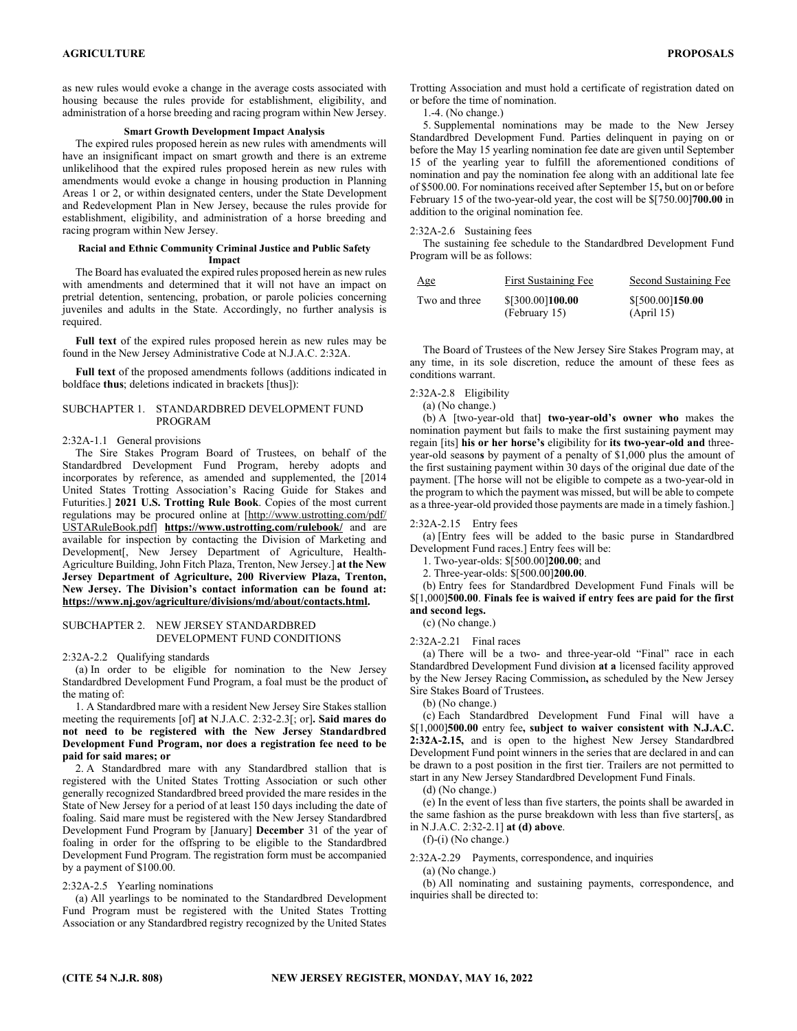as new rules would evoke a change in the average costs associated with housing because the rules provide for establishment, eligibility, and administration of a horse breeding and racing program within New Jersey.

**Smart Growth Development Impact Analysis**

The expired rules proposed herein as new rules with amendments will have an insignificant impact on smart growth and there is an extreme unlikelihood that the expired rules proposed herein as new rules with amendments would evoke a change in housing production in Planning Areas 1 or 2, or within designated centers, under the State Development and Redevelopment Plan in New Jersey, because the rules provide for establishment, eligibility, and administration of a horse breeding and racing program within New Jersey.

**Racial and Ethnic Community Criminal Justice and Public Safety Impact**

The Board has evaluated the expired rules proposed herein as new rules with amendments and determined that it will not have an impact on pretrial detention, sentencing, probation, or parole policies concerning juveniles and adults in the State. Accordingly, no further analysis is required.

**Full text** of the expired rules proposed herein as new rules may be found in the New Jersey Administrative Code at N.J.A.C. 2:32A.

**Full text** of the proposed amendments follows (additions indicated in boldface **thus**; deletions indicated in brackets [thus]):

SUBCHAPTER 1. STANDARDBRED DEVELOPMENT FUND PROGRAM

2:32A-1.1 General provisions

The Sire Stakes Program Board of Trustees, on behalf of the Standardbred Development Fund Program, hereby adopts and incorporates by reference, as amended and supplemented, the [2014 United States Trotting Association's Racing Guide for Stakes and Futurities.] **2021 U.S. Trotting Rule Book**. Copies of the most current regulations may be procured online at [http://www.ustrotting.com/pdf/USTARuleBook.pdf] **https://www.ustrotting.com/rulebook/** and are available for inspection by contacting the Division of Marketing and Development[, New Jersey Department of Agriculture, Health-Agriculture Building, John Fitch Plaza, Trenton, New Jersey.] **at the New Jersey Department of Agriculture, 200 Riverview Plaza, Trenton, New Jersey. The Division's contact information can be found at: https://www.nj.gov/agriculture/divisions/md/about/contacts.html.**

SUBCHAPTER 2. NEW JERSEY STANDARDBRED DEVELOPMENT FUND CONDITIONS

2:32A-2.2 Qualifying standards

(a) In order to be eligible for nomination to the New Jersey Standardbred Development Fund Program, a foal must be the product of the mating of:

1. A Standardbred mare with a resident New Jersey Sire Stakes stallion meeting the requirements [of] **at** N.J.A.C. 2:32-2.3[; or]**. Said mares do not need to be registered with the New Jersey Standardbred Development Fund Program, nor does a registration fee need to be paid for said mares; or**

2. A Standardbred mare with any Standardbred stallion that is registered with the United States Trotting Association or such other generally recognized Standardbred breed provided the mare resides in the State of New Jersey for a period of at least 150 days including the date of foaling. Said mare must be registered with the New Jersey Standardbred Development Fund Program by [January] **December** 31 of the year of foaling in order for the offspring to be eligible to the Standardbred Development Fund Program. The registration form must be accompanied by a payment of $100.00.

2:32A-2.5 Yearling nominations

(a) All yearlings to be nominated to the Standardbred Development Fund Program must be registered with the United States Trotting Association or any Standardbred registry recognized by the United States Trotting Association and must hold a certificate of registration dated on or before the time of nomination.

1.-4. (No change.)

5. Supplemental nominations may be made to the New Jersey Standardbred Development Fund. Parties delinquent in paying on or before the May 15 yearling nomination fee date are given until September 15 of the yearling year to fulfill the aforementioned conditions of nomination and pay the nomination fee along with an additional late fee of $500.00. For nominations received after September 15**,** but on or before February 15 of the two-year-old year, the cost will be $[750.00]**700.00** in addition to the original nomination fee.

2:32A-2.6 Sustaining fees

The sustaining fee schedule to the Standardbred Development Fund Program will be as follows:

| Age | First Sustaining Fee | Second Sustaining Fee |
|---|---|---|
| Two and three | $[300.00]**100.00** (February 15) | $[500.00]**150.00** (April 15) |

The Board of Trustees of the New Jersey Sire Stakes Program may, at any time, in its sole discretion, reduce the amount of these fees as conditions warrant.

2:32A-2.8 Eligibility

(a) (No change.)

(b) A [two-year-old that] **two-year-old's owner who** makes the nomination payment but fails to make the first sustaining payment may regain [its] **his or her horse's** eligibility for **its two-year-old and** three-year-old season**s** by payment of a penalty of $1,000 plus the amount of the first sustaining payment within 30 days of the original due date of the payment. [The horse will not be eligible to compete as a two-year-old in the program to which the payment was missed, but will be able to compete as a three-year-old provided those payments are made in a timely fashion.]

2:32A-2.15 Entry fees

(a) [Entry fees will be added to the basic purse in Standardbred Development Fund races.] Entry fees will be:

1. Two-year-olds: $[500.00]**200.00**; and

2. Three-year-olds: $[500.00]**200.00**.

(b) Entry fees for Standardbred Development Fund Finals will be $[1,000]**500.00**. **Finals fee is waived if entry fees are paid for the first and second legs.**

(c) (No change.)

2:32A-2.21 Final races

(a) There will be a two- and three-year-old "Final" race in each Standardbred Development Fund division **at a** licensed facility approved by the New Jersey Racing Commission**,** as scheduled by the New Jersey Sire Stakes Board of Trustees.

(b) (No change.)

(c) Each Standardbred Development Fund Final will have a $[1,000]**500.00** entry fee**, subject to waiver consistent with N.J.A.C. 2:32A-2.15,** and is open to the highest New Jersey Standardbred Development Fund point winners in the series that are declared in and can be drawn to a post position in the first tier. Trailers are not permitted to start in any New Jersey Standardbred Development Fund Finals.

(d) (No change.)

(e) In the event of less than five starters, the points shall be awarded in the same fashion as the purse breakdown with less than five starters[, as in N.J.A.C. 2:32-2.1] **at (d) above**.

(f)-(i) (No change.)

2:32A-2.29 Payments, correspondence, and inquiries

(a) (No change.)

(b) All nominating and sustaining payments, correspondence, and inquiries shall be directed to: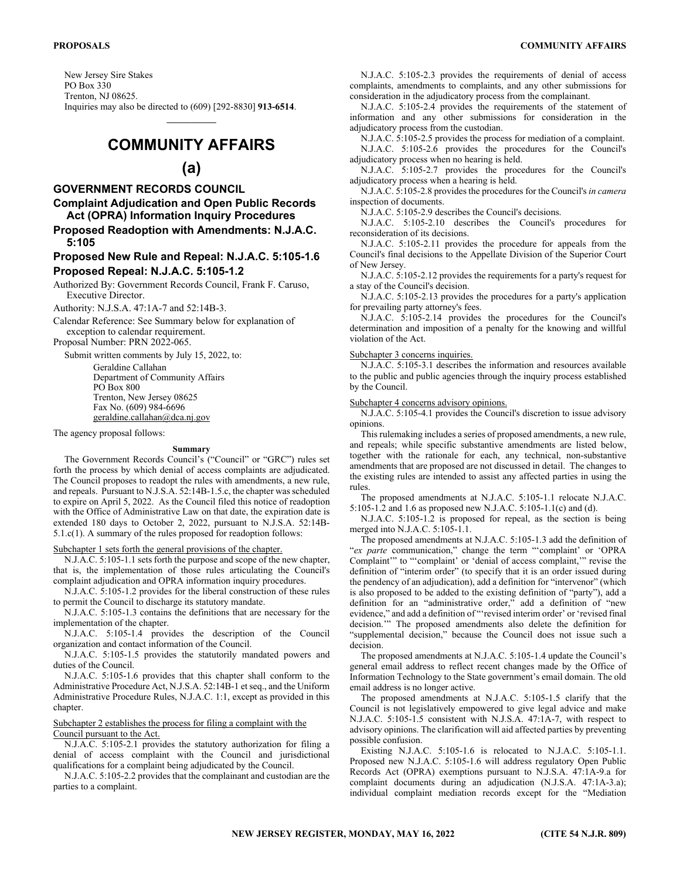New Jersey Sire Stakes
PO Box 330
Trenton, NJ 08625.
Inquiries may also be directed to (609) [292-8830] **913-6514**.

---

# COMMUNITY AFFAIRS

## (a)

### GOVERNMENT RECORDS COUNCIL

### Complaint Adjudication and Open Public Records Act (OPRA) Information Inquiry Procedures

### Proposed Readoption with Amendments: N.J.A.C. 5:105

### Proposed New Rule and Repeal: N.J.A.C. 5:105-1.6

### Proposed Repeal: N.J.A.C. 5:105-1.2

Authorized By: Government Records Council, Frank F. Caruso, Executive Director.

Authority: N.J.S.A. 47:1A-7 and 52:14B-3.

Calendar Reference: See Summary below for explanation of exception to calendar requirement.

Proposal Number: PRN 2022-065.

Submit written comments by July 15, 2022, to:

Geraldine Callahan
Department of Community Affairs
PO Box 800
Trenton, New Jersey 08625
Fax No. (609) 984-6696
geraldine.callahan@dca.nj.gov

The agency proposal follows:

**Summary**

The Government Records Council's ("Council" or "GRC") rules set forth the process by which denial of access complaints are adjudicated. The Council proposes to readopt the rules with amendments, a new rule, and repeals. Pursuant to N.J.S.A. 52:14B-1.5.c, the chapter was scheduled to expire on April 5, 2022. As the Council filed this notice of readoption with the Office of Administrative Law on that date, the expiration date is extended 180 days to October 2, 2022, pursuant to N.J.S.A. 52:14B-5.1.c(1). A summary of the rules proposed for readoption follows:

Subchapter 1 sets forth the general provisions of the chapter.

N.J.A.C. 5:105-1.1 sets forth the purpose and scope of the new chapter, that is, the implementation of those rules articulating the Council's complaint adjudication and OPRA information inquiry procedures.

N.J.A.C. 5:105-1.2 provides for the liberal construction of these rules to permit the Council to discharge its statutory mandate.

N.J.A.C. 5:105-1.3 contains the definitions that are necessary for the implementation of the chapter.

N.J.A.C. 5:105-1.4 provides the description of the Council organization and contact information of the Council.

N.J.A.C. 5:105-1.5 provides the statutorily mandated powers and duties of the Council.

N.J.A.C. 5:105-1.6 provides that this chapter shall conform to the Administrative Procedure Act, N.J.S.A. 52:14B-1 et seq., and the Uniform Administrative Procedure Rules, N.J.A.C. 1:1, except as provided in this chapter.

Subchapter 2 establishes the process for filing a complaint with the Council pursuant to the Act.

N.J.A.C. 5:105-2.1 provides the statutory authorization for filing a denial of access complaint with the Council and jurisdictional qualifications for a complaint being adjudicated by the Council.

N.J.A.C. 5:105-2.2 provides that the complainant and custodian are the parties to a complaint.

N.J.A.C. 5:105-2.3 provides the requirements of denial of access complaints, amendments to complaints, and any other submissions for consideration in the adjudicatory process from the complainant.

N.J.A.C. 5:105-2.4 provides the requirements of the statement of information and any other submissions for consideration in the adjudicatory process from the custodian.

N.J.A.C. 5:105-2.5 provides the process for mediation of a complaint.

N.J.A.C. 5:105-2.6 provides the procedures for the Council's adjudicatory process when no hearing is held.

N.J.A.C. 5:105-2.7 provides the procedures for the Council's adjudicatory process when a hearing is held.

N.J.A.C. 5:105-2.8 provides the procedures for the Council's *in camera* inspection of documents.

N.J.A.C. 5:105-2.9 describes the Council's decisions.

N.J.A.C. 5:105-2.10 describes the Council's procedures for reconsideration of its decisions.

N.J.A.C. 5:105-2.11 provides the procedure for appeals from the Council's final decisions to the Appellate Division of the Superior Court of New Jersey.

N.J.A.C. 5:105-2.12 provides the requirements for a party's request for a stay of the Council's decision.

N.J.A.C. 5:105-2.13 provides the procedures for a party's application for prevailing party attorney's fees.

N.J.A.C. 5:105-2.14 provides the procedures for the Council's determination and imposition of a penalty for the knowing and willful violation of the Act.

Subchapter 3 concerns inquiries.

N.J.A.C. 5:105-3.1 describes the information and resources available to the public and public agencies through the inquiry process established by the Council.

Subchapter 4 concerns advisory opinions.

N.J.A.C. 5:105-4.1 provides the Council's discretion to issue advisory opinions.

This rulemaking includes a series of proposed amendments, a new rule, and repeals; while specific substantive amendments are listed below, together with the rationale for each, any technical, non-substantive amendments that are proposed are not discussed in detail. The changes to the existing rules are intended to assist any affected parties in using the rules.

The proposed amendments at N.J.A.C. 5:105-1.1 relocate N.J.A.C. 5:105-1.2 and 1.6 as proposed new N.J.A.C. 5:105-1.1(c) and (d).

N.J.A.C. 5:105-1.2 is proposed for repeal, as the section is being merged into N.J.A.C. 5:105-1.1.

The proposed amendments at N.J.A.C. 5:105-1.3 add the definition of "*ex parte* communication," change the term "'complaint' or 'OPRA Complaint'" to "'complaint' or 'denial of access complaint,'" revise the definition of "interim order" (to specify that it is an order issued during the pendency of an adjudication), add a definition for "intervenor" (which is also proposed to be added to the existing definition of "party"), add a definition for an "administrative order," add a definition of "new evidence," and add a definition of "'revised interim order' or 'revised final decision.'" The proposed amendments also delete the definition for "supplemental decision," because the Council does not issue such a decision.

The proposed amendments at N.J.A.C. 5:105-1.4 update the Council's general email address to reflect recent changes made by the Office of Information Technology to the State government's email domain. The old email address is no longer active.

The proposed amendments at N.J.A.C. 5:105-1.5 clarify that the Council is not legislatively empowered to give legal advice and make N.J.A.C. 5:105-1.5 consistent with N.J.S.A. 47:1A-7, with respect to advisory opinions. The clarification will aid affected parties by preventing possible confusion.

Existing N.J.A.C. 5:105-1.6 is relocated to N.J.A.C. 5:105-1.1. Proposed new N.J.A.C. 5:105-1.6 will address regulatory Open Public Records Act (OPRA) exemptions pursuant to N.J.S.A. 47:1A-9.a for complaint documents during an adjudication (N.J.S.A. 47:1A-3.a); individual complaint mediation records except for the "Mediation